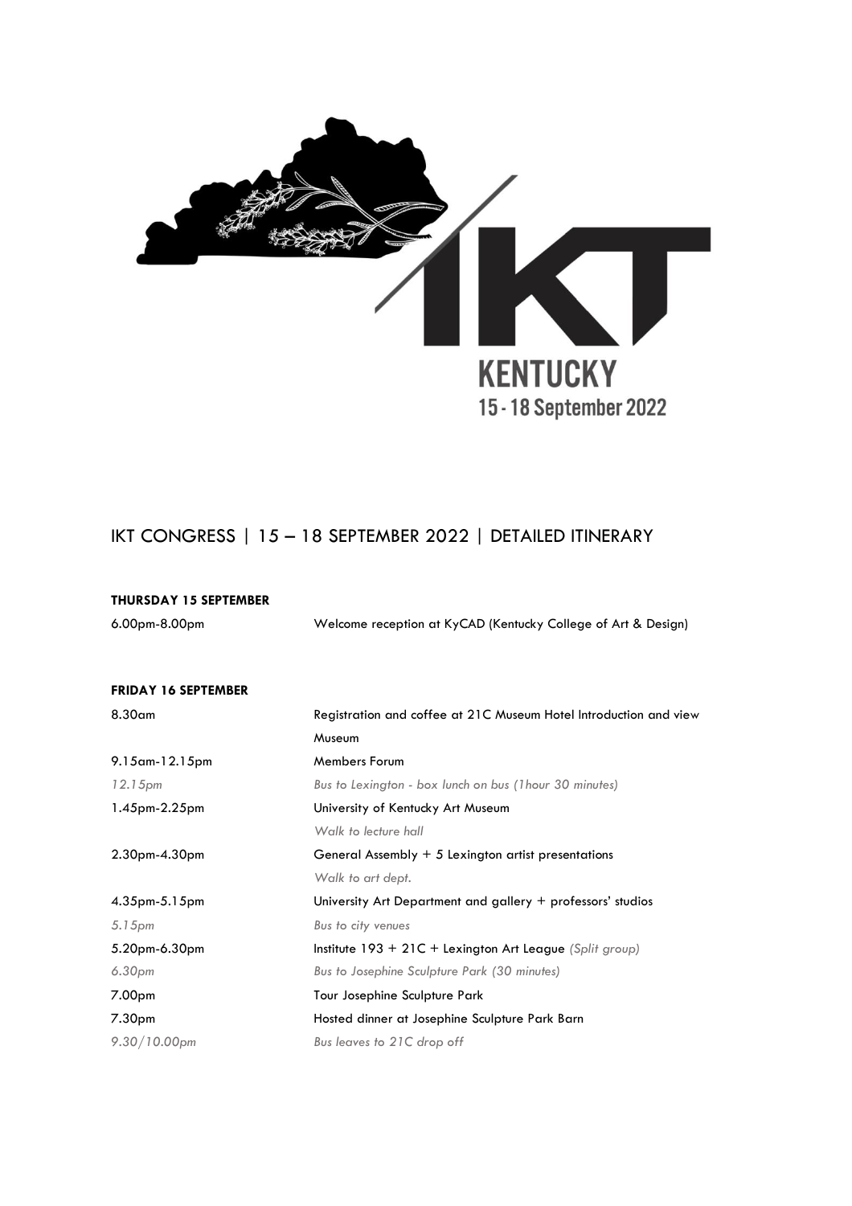IKT
KENTUCKY
15 - 18 September 2022

# IKT CONGRESS | 15 – 18 SEPTEMBER 2022 | DETAILED ITINERARY

**THURSDAY 15 SEPTEMBER**

| | |
|---|---|
| 6.00pm-8.00pm | Welcome reception at KyCAD (Kentucky College of Art & Design) |

**FRIDAY 16 SEPTEMBER**

| | |
|---|---|
| 8.30am | Registration and coffee at 21C Museum Hotel Introduction and view Museum |
| 9.15am-12.15pm | Members Forum |
| *12.15pm* | *Bus to Lexington - box lunch on bus (1hour 30 minutes)* |
| 1.45pm-2.25pm | University of Kentucky Art Museum<br>*Walk to lecture hall* |
| 2.30pm-4.30pm | General Assembly + 5 Lexington artist presentations<br>*Walk to art dept.* |
| 4.35pm-5.15pm | University Art Department and gallery + professors' studios |
| *5.15pm* | *Bus to city venues* |
| 5.20pm-6.30pm | Institute 193 + 21C + Lexington Art League *(Split group)* |
| *6.30pm* | *Bus to Josephine Sculpture Park (30 minutes)* |
| 7.00pm | Tour Josephine Sculpture Park |
| 7.30pm | Hosted dinner at Josephine Sculpture Park Barn |
| *9.30/10.00pm* | *Bus leaves to 21C drop off* |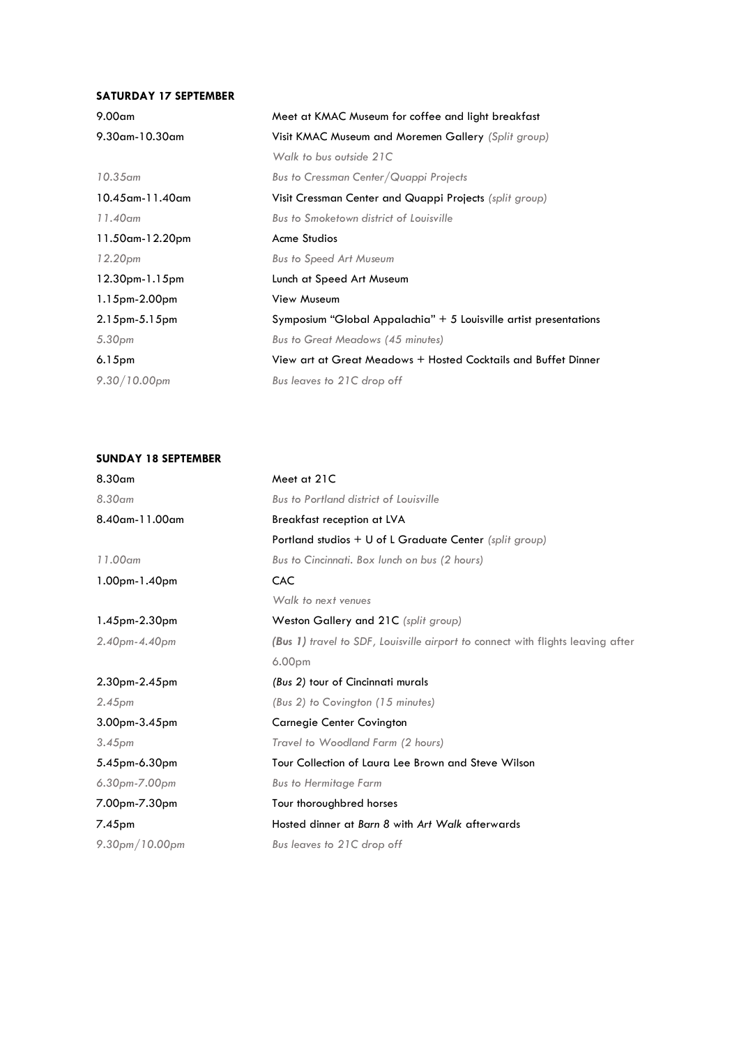**SATURDAY 17 SEPTEMBER**

| | |
|---|---|
| 9.00am | Meet at KMAC Museum for coffee and light breakfast |
| 9.30am-10.30am | Visit KMAC Museum and Moremen Gallery *(Split group)* |
| | *Walk to bus outside 21C* |
| *10.35am* | *Bus to Cressman Center/Quappi Projects* |
| 10.45am-11.40am | Visit Cressman Center and Quappi Projects *(split group)* |
| *11.40am* | *Bus to Smoketown district of Louisville* |
| 11.50am-12.20pm | Acme Studios |
| *12.20pm* | *Bus to Speed Art Museum* |
| 12.30pm-1.15pm | Lunch at Speed Art Museum |
| 1.15pm-2.00pm | View Museum |
| 2.15pm-5.15pm | Symposium "Global Appalachia" + 5 Louisville artist presentations |
| *5.30pm* | *Bus to Great Meadows (45 minutes)* |
| 6.15pm | View art at Great Meadows + Hosted Cocktails and Buffet Dinner |
| *9.30/10.00pm* | *Bus leaves to 21C drop off* |

**SUNDAY 18 SEPTEMBER**

| | |
|---|---|
| 8.30am | Meet at 21C |
| *8.30am* | *Bus to Portland district of Louisville* |
| 8.40am-11.00am | Breakfast reception at LVA |
| | Portland studios + U of L Graduate Center *(split group)* |
| *11.00am* | *Bus to Cincinnati. Box lunch on bus (2 hours)* |
| 1.00pm-1.40pm | CAC |
| | *Walk to next venues* |
| 1.45pm-2.30pm | Weston Gallery and 21C *(split group)* |
| *2.40pm-4.40pm* | ***(Bus 1)** travel to SDF, Louisville airport to connect with flights leaving after 6.00pm* |
| 2.30pm-2.45pm | *(Bus 2)* tour of Cincinnati murals |
| *2.45pm* | *(Bus 2) to Covington (15 minutes)* |
| 3.00pm-3.45pm | Carnegie Center Covington |
| *3.45pm* | *Travel to Woodland Farm (2 hours)* |
| 5.45pm-6.30pm | Tour Collection of Laura Lee Brown and Steve Wilson |
| *6.30pm-7.00pm* | *Bus to Hermitage Farm* |
| 7.00pm-7.30pm | Tour thoroughbred horses |
| 7.45pm | Hosted dinner at *Barn 8* with *Art Walk* afterwards |
| *9.30pm/10.00pm* | *Bus leaves to 21C drop off* |